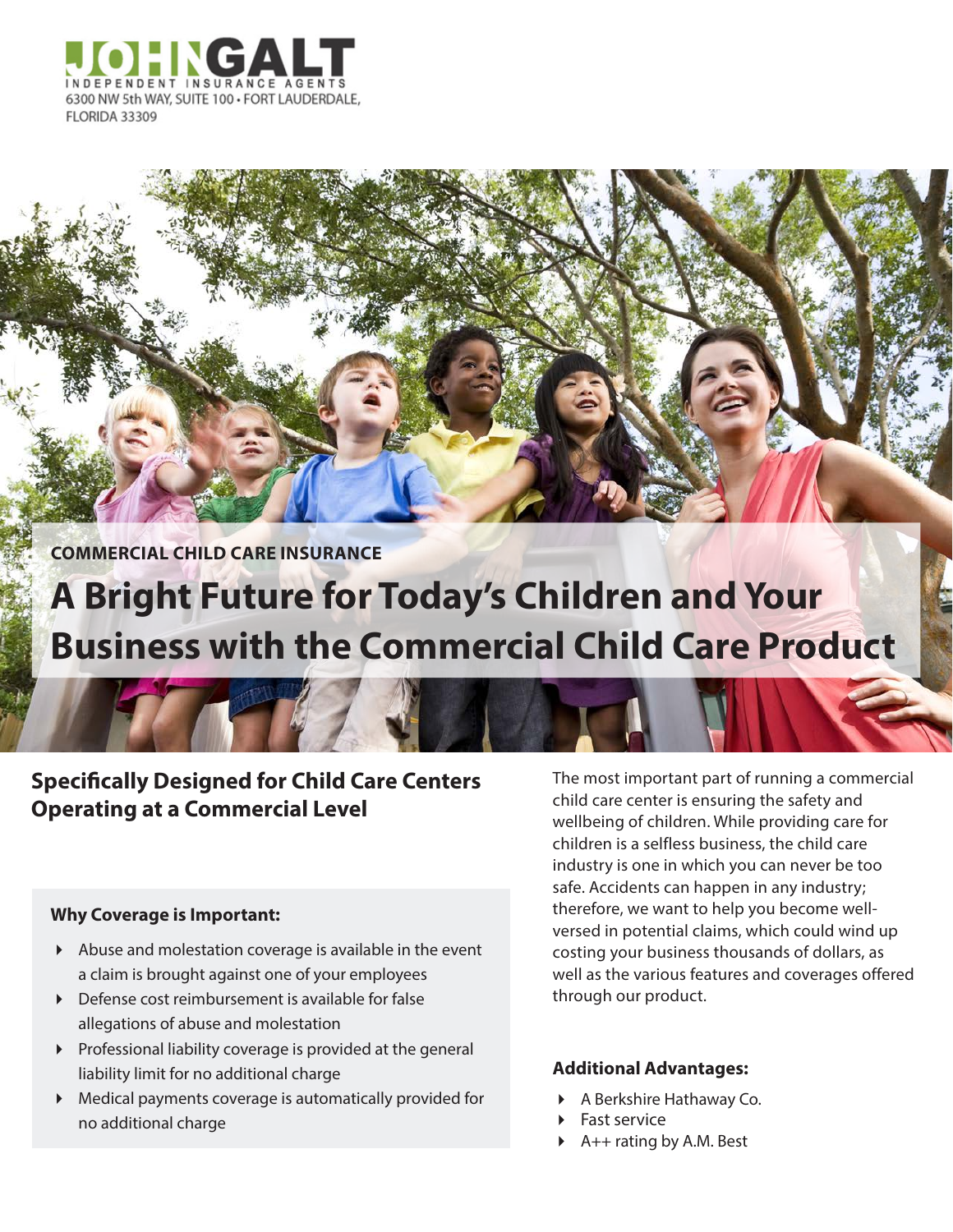JOHNGALT
INDEPENDENT INSURANCE AGENTS
6300 NW 5th WAY, SUITE 100 • FORT LAUDERDALE, FLORIDA 33309

COMMERCIAL CHILD CARE INSURANCE

# A Bright Future for Today's Children and Your Business with the Commercial Child Care Product

## Specifically Designed for Child Care Centers Operating at a Commercial Level

### Why Coverage is Important:

- Abuse and molestation coverage is available in the event a claim is brought against one of your employees
- Defense cost reimbursement is available for false allegations of abuse and molestation
- Professional liability coverage is provided at the general liability limit for no additional charge
- Medical payments coverage is automatically provided for no additional charge

The most important part of running a commercial child care center is ensuring the safety and wellbeing of children. While providing care for children is a selfless business, the child care industry is one in which you can never be too safe. Accidents can happen in any industry; therefore, we want to help you become well-versed in potential claims, which could wind up costing your business thousands of dollars, as well as the various features and coverages offered through our product.

### Additional Advantages:

- A Berkshire Hathaway Co.
- Fast service
- A++ rating by A.M. Best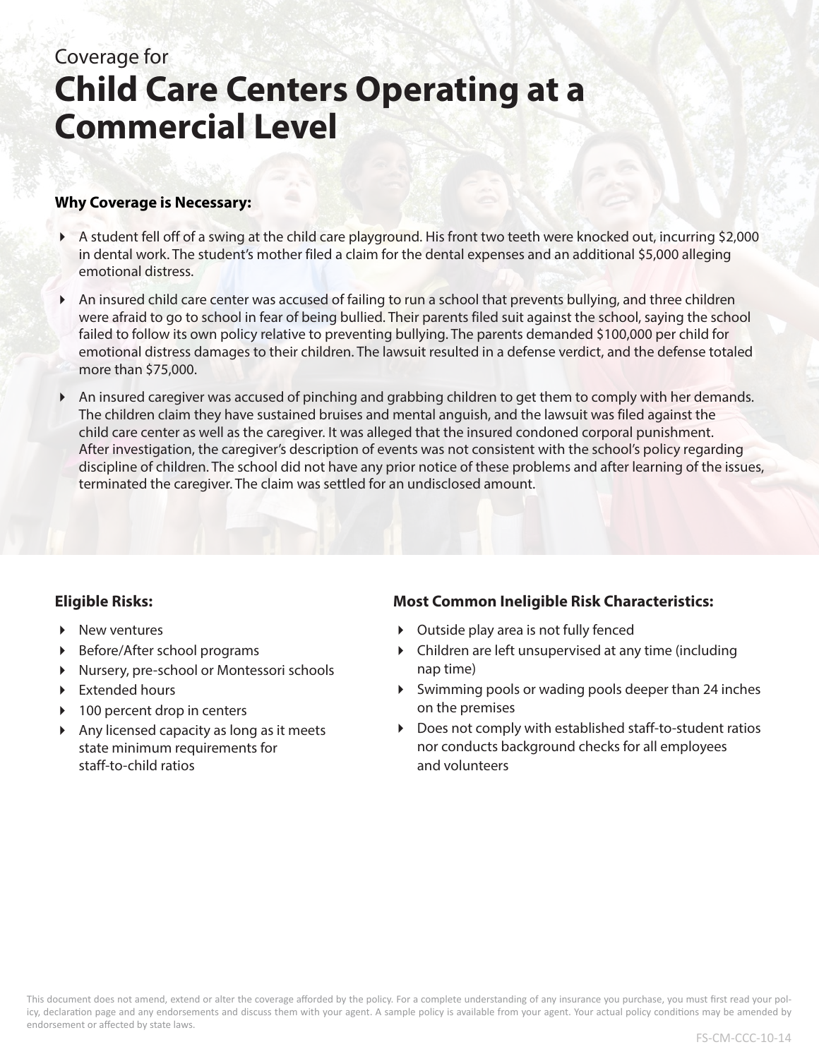Coverage for

# Child Care Centers Operating at a Commercial Level

**Why Coverage is Necessary:**

- A student fell off of a swing at the child care playground. His front two teeth were knocked out, incurring $2,000 in dental work. The student's mother filed a claim for the dental expenses and an additional $5,000 alleging emotional distress.
- An insured child care center was accused of failing to run a school that prevents bullying, and three children were afraid to go to school in fear of being bullied. Their parents filed suit against the school, saying the school failed to follow its own policy relative to preventing bullying. The parents demanded $100,000 per child for emotional distress damages to their children. The lawsuit resulted in a defense verdict, and the defense totaled more than $75,000.
- An insured caregiver was accused of pinching and grabbing children to get them to comply with her demands. The children claim they have sustained bruises and mental anguish, and the lawsuit was filed against the child care center as well as the caregiver. It was alleged that the insured condoned corporal punishment. After investigation, the caregiver's description of events was not consistent with the school's policy regarding discipline of children. The school did not have any prior notice of these problems and after learning of the issues, terminated the caregiver. The claim was settled for an undisclosed amount.

**Eligible Risks:**

- New ventures
- Before/After school programs
- Nursery, pre-school or Montessori schools
- Extended hours
- 100 percent drop in centers
- Any licensed capacity as long as it meets state minimum requirements for staff-to-child ratios

**Most Common Ineligible Risk Characteristics:**

- Outside play area is not fully fenced
- Children are left unsupervised at any time (including nap time)
- Swimming pools or wading pools deeper than 24 inches on the premises
- Does not comply with established staff-to-student ratios nor conducts background checks for all employees and volunteers

This document does not amend, extend or alter the coverage afforded by the policy. For a complete understanding of any insurance you purchase, you must first read your policy, declaration page and any endorsements and discuss them with your agent. A sample policy is available from your agent. Your actual policy conditions may be amended by endorsement or affected by state laws.

FS-CM-CCC-10-14